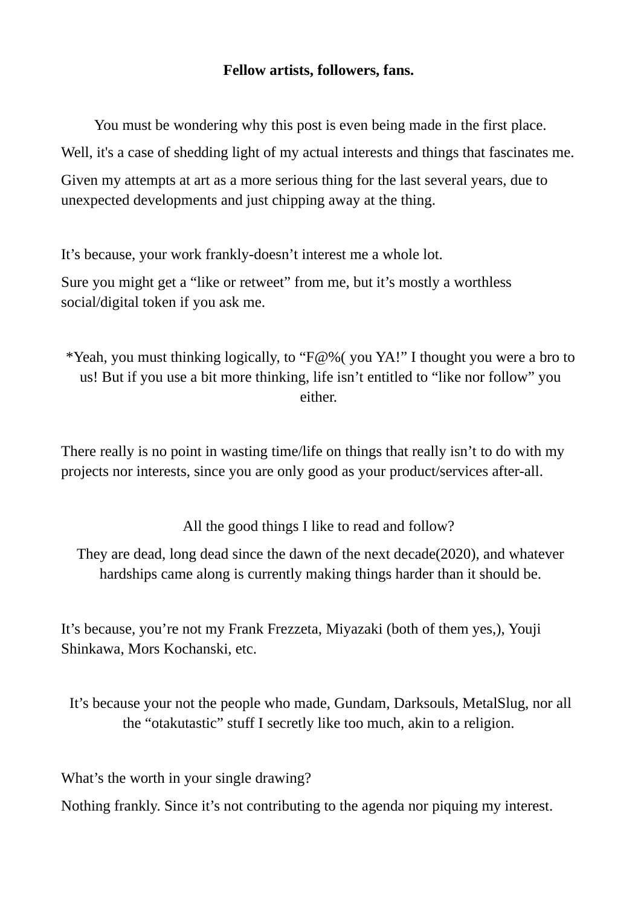**Fellow artists, followers, fans.**

You must be wondering why this post is even being made in the first place.

Well, it's a case of shedding light of my actual interests and things that fascinates me.

Given my attempts at art as a more serious thing for the last several years, due to unexpected developments and just chipping away at the thing.

It’s because, your work frankly-doesn’t interest me a whole lot.

Sure you might get a “like or retweet” from me, but it’s mostly a worthless social/digital token if you ask me.

*Yeah, you must thinking logically, to “F@%( you YA!” I thought you were a bro to us! But if you use a bit more thinking, life isn’t entitled to “like nor follow” you either.

There really is no point in wasting time/life on things that really isn’t to do with my projects nor interests, since you are only good as your product/services after-all.

All the good things I like to read and follow?

They are dead, long dead since the dawn of the next decade(2020), and whatever hardships came along is currently making things harder than it should be.

It’s because, you’re not my Frank Frezzeta, Miyazaki (both of them yes,), Youji Shinkawa, Mors Kochanski, etc.

It’s because your not the people who made, Gundam, Darksouls, MetalSlug, nor all the “otakutastic” stuff I secretly like too much, akin to a religion.

What’s the worth in your single drawing?

Nothing frankly. Since it’s not contributing to the agenda nor piquing my interest.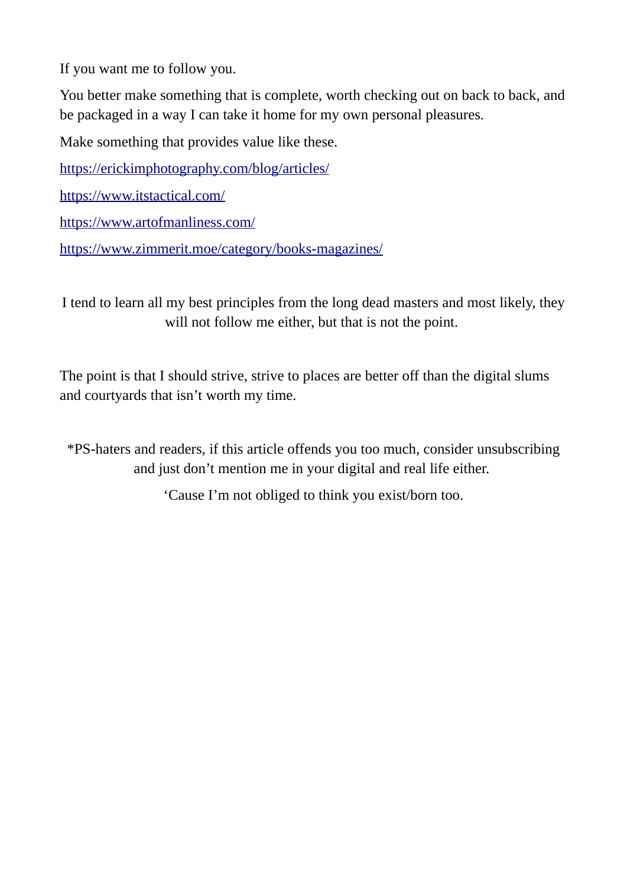If you want me to follow you.

You better make something that is complete, worth checking out on back to back, and be packaged in a way I can take it home for my own personal pleasures.

Make something that provides value like these.

https://erickimphotography.com/blog/articles/

https://www.itstactical.com/

https://www.artofmanliness.com/

https://www.zimmerit.moe/category/books-magazines/

I tend to learn all my best principles from the long dead masters and most likely, they will not follow me either, but that is not the point.

The point is that I should strive, strive to places are better off than the digital slums and courtyards that isn't worth my time.

*PS-haters and readers, if this article offends you too much, consider unsubscribing and just don't mention me in your digital and real life either.

'Cause I'm not obliged to think you exist/born too.